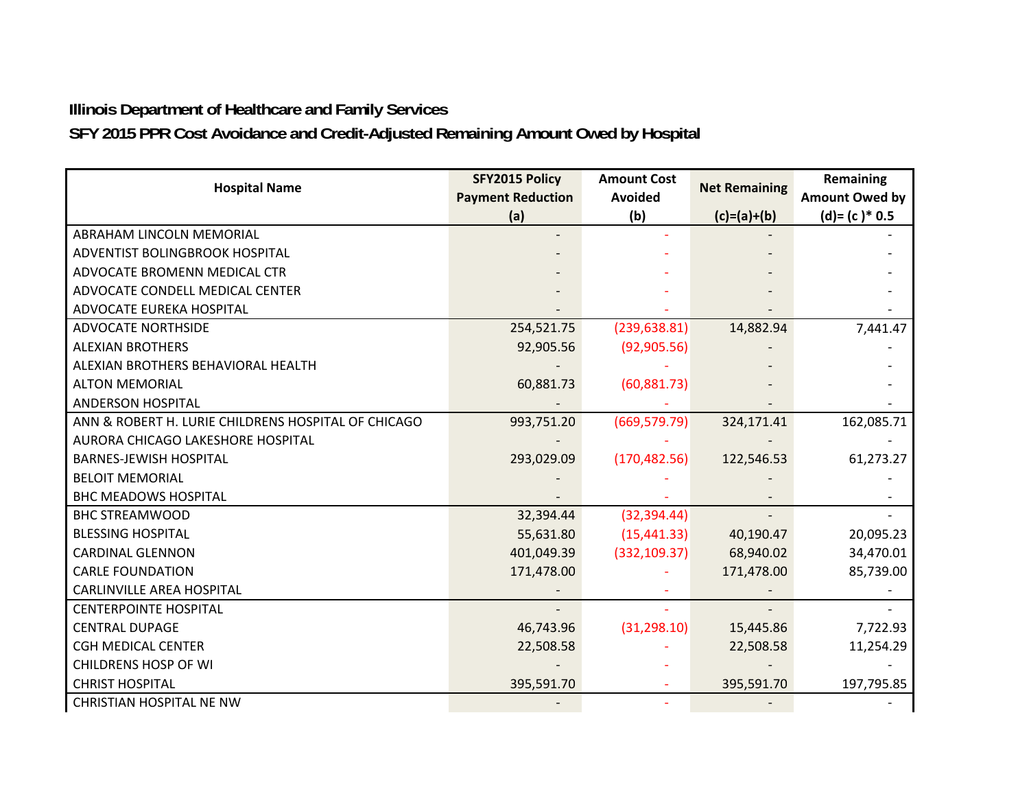**Illinois Department of Healthcare and Family Services**

**SFY 2015 PPR Cost Avoidance and Credit-Adjusted Remaining Amount Owed by Hospital**

| Hospital Name | SFY2015 Policy Payment Reduction (a) | Amount Cost Avoided (b) | Net Remaining (c)=(a)+(b) | Remaining Amount Owed by (d)= (c )* 0.5 |
|---|---|---|---|---|
| ABRAHAM LINCOLN MEMORIAL | - | - | - | - |
| ADVENTIST BOLINGBROOK HOSPITAL | - | - | - | - |
| ADVOCATE BROMENN MEDICAL CTR | - | - | - | - |
| ADVOCATE CONDELL MEDICAL CENTER | - | - | - | - |
| ADVOCATE EUREKA HOSPITAL | - | - | - | - |
| ADVOCATE NORTHSIDE | 254,521.75 | (239,638.81) | 14,882.94 | 7,441.47 |
| ALEXIAN BROTHERS | 92,905.56 | (92,905.56) | - | - |
| ALEXIAN BROTHERS BEHAVIORAL HEALTH | - | - | - | - |
| ALTON MEMORIAL | 60,881.73 | (60,881.73) | - | - |
| ANDERSON HOSPITAL | - | - | - | - |
| ANN & ROBERT H. LURIE CHILDRENS HOSPITAL OF CHICAGO | 993,751.20 | (669,579.79) | 324,171.41 | 162,085.71 |
| AURORA CHICAGO LAKESHORE HOSPITAL | - | - | - | - |
| BARNES-JEWISH HOSPITAL | 293,029.09 | (170,482.56) | 122,546.53 | 61,273.27 |
| BELOIT MEMORIAL | - | - | - | - |
| BHC MEADOWS HOSPITAL | - | - | - | - |
| BHC STREAMWOOD | 32,394.44 | (32,394.44) | - | - |
| BLESSING HOSPITAL | 55,631.80 | (15,441.33) | 40,190.47 | 20,095.23 |
| CARDINAL GLENNON | 401,049.39 | (332,109.37) | 68,940.02 | 34,470.01 |
| CARLE FOUNDATION | 171,478.00 | - | 171,478.00 | 85,739.00 |
| CARLINVILLE AREA HOSPITAL | - | - | - | - |
| CENTERPOINTE HOSPITAL | - | - | - | - |
| CENTRAL DUPAGE | 46,743.96 | (31,298.10) | 15,445.86 | 7,722.93 |
| CGH MEDICAL CENTER | 22,508.58 | - | 22,508.58 | 11,254.29 |
| CHILDRENS HOSP OF WI | - | - | - | - |
| CHRIST HOSPITAL | 395,591.70 | - | 395,591.70 | 197,795.85 |
| CHRISTIAN HOSPITAL NE NW | - | - | - | - |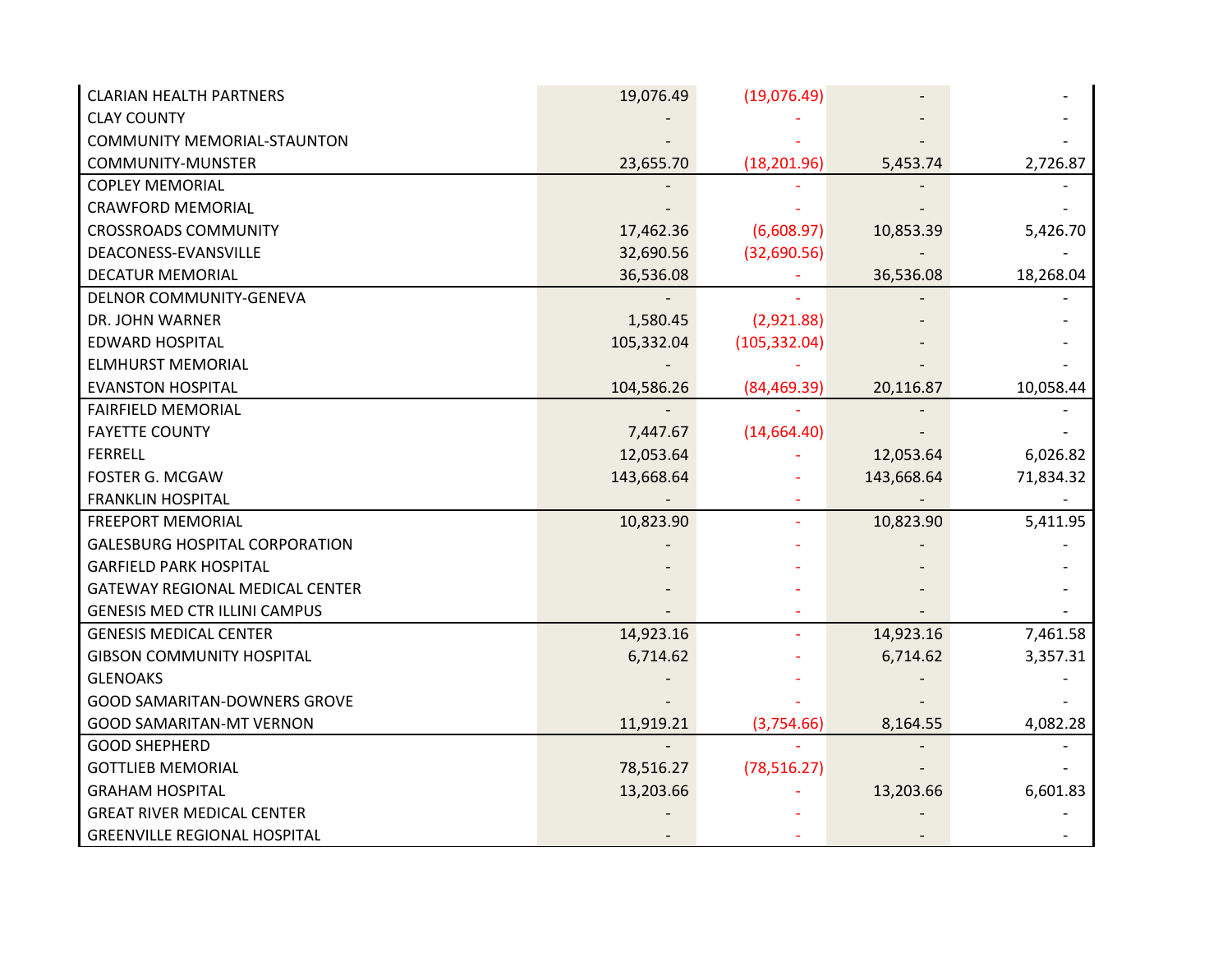| | | | | |
|---|---|---|---|---|
| CLARIAN HEALTH PARTNERS | 19,076.49 | (19,076.49) | - | - |
| CLAY COUNTY | - | - | - | - |
| COMMUNITY MEMORIAL-STAUNTON | - | - | - | - |
| COMMUNITY-MUNSTER | 23,655.70 | (18,201.96) | 5,453.74 | 2,726.87 |
| COPLEY MEMORIAL | - | - | - | - |
| CRAWFORD MEMORIAL | - | - | - | - |
| CROSSROADS COMMUNITY | 17,462.36 | (6,608.97) | 10,853.39 | 5,426.70 |
| DEACONESS-EVANSVILLE | 32,690.56 | (32,690.56) | - | - |
| DECATUR MEMORIAL | 36,536.08 | - | 36,536.08 | 18,268.04 |
| DELNOR COMMUNITY-GENEVA | - | - | - | - |
| DR. JOHN WARNER | 1,580.45 | (2,921.88) | - | - |
| EDWARD HOSPITAL | 105,332.04 | (105,332.04) | - | - |
| ELMHURST MEMORIAL | - | - | - | - |
| EVANSTON HOSPITAL | 104,586.26 | (84,469.39) | 20,116.87 | 10,058.44 |
| FAIRFIELD MEMORIAL | - | - | - | - |
| FAYETTE COUNTY | 7,447.67 | (14,664.40) | - | - |
| FERRELL | 12,053.64 | - | 12,053.64 | 6,026.82 |
| FOSTER G. MCGAW | 143,668.64 | - | 143,668.64 | 71,834.32 |
| FRANKLIN HOSPITAL | - | - | - | - |
| FREEPORT MEMORIAL | 10,823.90 | - | 10,823.90 | 5,411.95 |
| GALESBURG HOSPITAL CORPORATION | - | - | - | - |
| GARFIELD PARK HOSPITAL | - | - | - | - |
| GATEWAY REGIONAL MEDICAL CENTER | - | - | - | - |
| GENESIS MED CTR ILLINI CAMPUS | - | - | - | - |
| GENESIS MEDICAL CENTER | 14,923.16 | - | 14,923.16 | 7,461.58 |
| GIBSON COMMUNITY HOSPITAL | 6,714.62 | - | 6,714.62 | 3,357.31 |
| GLENOAKS | - | - | - | - |
| GOOD SAMARITAN-DOWNERS GROVE | - | - | - | - |
| GOOD SAMARITAN-MT VERNON | 11,919.21 | (3,754.66) | 8,164.55 | 4,082.28 |
| GOOD SHEPHERD | - | - | - | - |
| GOTTLIEB MEMORIAL | 78,516.27 | (78,516.27) | - | - |
| GRAHAM HOSPITAL | 13,203.66 | - | 13,203.66 | 6,601.83 |
| GREAT RIVER MEDICAL CENTER | - | - | - | - |
| GREENVILLE REGIONAL HOSPITAL | - | - | - | - |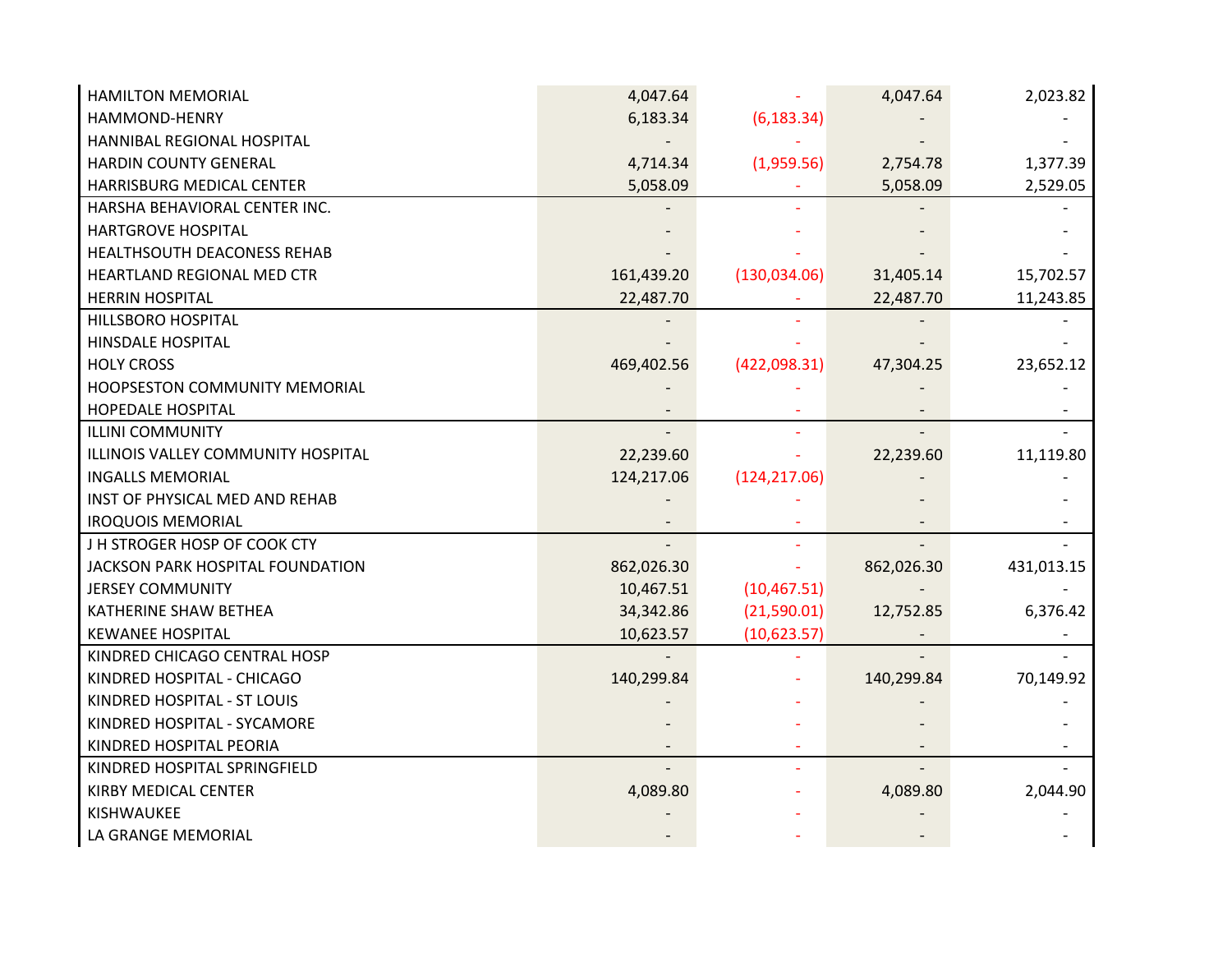| | | | | |
|---|---|---|---|---|
| HAMILTON MEMORIAL | 4,047.64 | - | 4,047.64 | 2,023.82 |
| HAMMOND-HENRY | 6,183.34 | (6,183.34) | - | - |
| HANNIBAL REGIONAL HOSPITAL | - | - | - | - |
| HARDIN COUNTY GENERAL | 4,714.34 | (1,959.56) | 2,754.78 | 1,377.39 |
| HARRISBURG MEDICAL CENTER | 5,058.09 | - | 5,058.09 | 2,529.05 |
| HARSHA BEHAVIORAL CENTER INC. | - | - | - | - |
| HARTGROVE HOSPITAL | - | - | - | - |
| HEALTHSOUTH DEACONESS REHAB | - | - | - | - |
| HEARTLAND REGIONAL MED CTR | 161,439.20 | (130,034.06) | 31,405.14 | 15,702.57 |
| HERRIN HOSPITAL | 22,487.70 | - | 22,487.70 | 11,243.85 |
| HILLSBORO HOSPITAL | - | - | - | - |
| HINSDALE HOSPITAL | - | - | - | - |
| HOLY CROSS | 469,402.56 | (422,098.31) | 47,304.25 | 23,652.12 |
| HOOPSESTON COMMUNITY MEMORIAL | - | - | - | - |
| HOPEDALE HOSPITAL | - | - | - | - |
| ILLINI COMMUNITY | - | - | - | - |
| ILLINOIS VALLEY COMMUNITY HOSPITAL | 22,239.60 | - | 22,239.60 | 11,119.80 |
| INGALLS MEMORIAL | 124,217.06 | (124,217.06) | - | - |
| INST OF PHYSICAL MED AND REHAB | - | - | - | - |
| IROQUOIS MEMORIAL | - | - | - | - |
| J H STROGER HOSP OF COOK CTY | - | - | - | - |
| JACKSON PARK HOSPITAL FOUNDATION | 862,026.30 | - | 862,026.30 | 431,013.15 |
| JERSEY COMMUNITY | 10,467.51 | (10,467.51) | - | - |
| KATHERINE SHAW BETHEA | 34,342.86 | (21,590.01) | 12,752.85 | 6,376.42 |
| KEWANEE HOSPITAL | 10,623.57 | (10,623.57) | - | - |
| KINDRED CHICAGO CENTRAL HOSP | - | - | - | - |
| KINDRED HOSPITAL - CHICAGO | 140,299.84 | - | 140,299.84 | 70,149.92 |
| KINDRED HOSPITAL - ST LOUIS | - | - | - | - |
| KINDRED HOSPITAL - SYCAMORE | - | - | - | - |
| KINDRED HOSPITAL PEORIA | - | - | - | - |
| KINDRED HOSPITAL SPRINGFIELD | - | - | - | - |
| KIRBY MEDICAL CENTER | 4,089.80 | - | 4,089.80 | 2,044.90 |
| KISHWAUKEE | - | - | - | - |
| LA GRANGE MEMORIAL | - | - | - | - |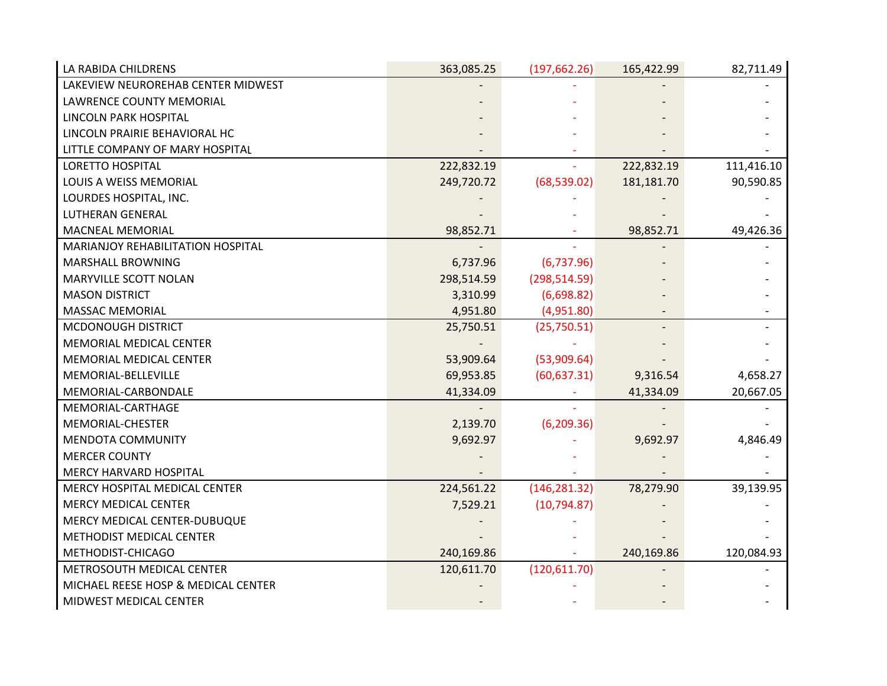| | | | | |
|---|---|---|---|---|
| LA RABIDA CHILDRENS | 363,085.25 | (197,662.26) | 165,422.99 | 82,711.49 |
| LAKEVIEW NEUROREHAB CENTER MIDWEST | - | - | - | - |
| LAWRENCE COUNTY MEMORIAL | - | - | - | - |
| LINCOLN PARK HOSPITAL | - | - | - | - |
| LINCOLN PRAIRIE BEHAVIORAL HC | - | - | - | - |
| LITTLE COMPANY OF MARY HOSPITAL | - | - | - | - |
| LORETTO HOSPITAL | 222,832.19 | - | 222,832.19 | 111,416.10 |
| LOUIS A WEISS MEMORIAL | 249,720.72 | (68,539.02) | 181,181.70 | 90,590.85 |
| LOURDES HOSPITAL, INC. | - | - | - | - |
| LUTHERAN GENERAL | - | - | - | - |
| MACNEAL MEMORIAL | 98,852.71 | - | 98,852.71 | 49,426.36 |
| MARIANJOY REHABILITATION HOSPITAL | - | - | - | - |
| MARSHALL BROWNING | 6,737.96 | (6,737.96) | - | - |
| MARYVILLE SCOTT NOLAN | 298,514.59 | (298,514.59) | - | - |
| MASON DISTRICT | 3,310.99 | (6,698.82) | - | - |
| MASSAC MEMORIAL | 4,951.80 | (4,951.80) | - | - |
| MCDONOUGH DISTRICT | 25,750.51 | (25,750.51) | - | - |
| MEMORIAL MEDICAL CENTER | - | - | - | - |
| MEMORIAL MEDICAL CENTER | 53,909.64 | (53,909.64) | - | - |
| MEMORIAL-BELLEVILLE | 69,953.85 | (60,637.31) | 9,316.54 | 4,658.27 |
| MEMORIAL-CARBONDALE | 41,334.09 | - | 41,334.09 | 20,667.05 |
| MEMORIAL-CARTHAGE | - | - | - | - |
| MEMORIAL-CHESTER | 2,139.70 | (6,209.36) | - | - |
| MENDOTA COMMUNITY | 9,692.97 | - | 9,692.97 | 4,846.49 |
| MERCER COUNTY | - | - | - | - |
| MERCY HARVARD HOSPITAL | - | - | - | - |
| MERCY HOSPITAL MEDICAL CENTER | 224,561.22 | (146,281.32) | 78,279.90 | 39,139.95 |
| MERCY MEDICAL CENTER | 7,529.21 | (10,794.87) | - | - |
| MERCY MEDICAL CENTER-DUBUQUE | - | - | - | - |
| METHODIST MEDICAL CENTER | - | - | - | - |
| METHODIST-CHICAGO | 240,169.86 | - | 240,169.86 | 120,084.93 |
| METROSOUTH MEDICAL CENTER | 120,611.70 | (120,611.70) | - | - |
| MICHAEL REESE HOSP & MEDICAL CENTER | - | - | - | - |
| MIDWEST MEDICAL CENTER | - | - | - | - |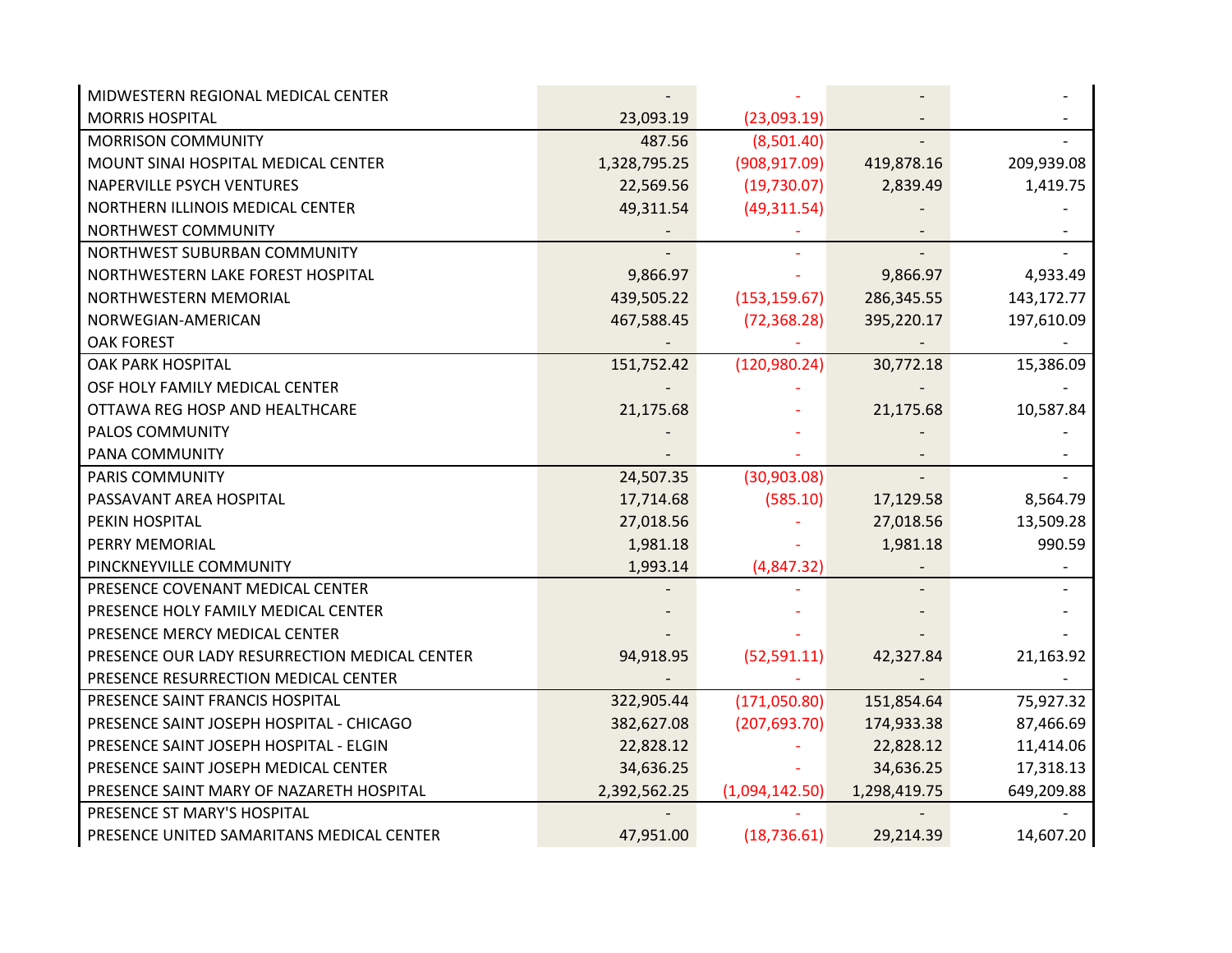| | | | | |
|---|---|---|---|---|
| MIDWESTERN REGIONAL MEDICAL CENTER | - | - | - | - |
| MORRIS HOSPITAL | 23,093.19 | (23,093.19) | - | - |
| MORRISON COMMUNITY | 487.56 | (8,501.40) | - | - |
| MOUNT SINAI HOSPITAL MEDICAL CENTER | 1,328,795.25 | (908,917.09) | 419,878.16 | 209,939.08 |
| NAPERVILLE PSYCH VENTURES | 22,569.56 | (19,730.07) | 2,839.49 | 1,419.75 |
| NORTHERN ILLINOIS MEDICAL CENTER | 49,311.54 | (49,311.54) | - | - |
| NORTHWEST COMMUNITY | - | - | - | - |
| NORTHWEST SUBURBAN COMMUNITY | - | - | - | - |
| NORTHWESTERN LAKE FOREST HOSPITAL | 9,866.97 | - | 9,866.97 | 4,933.49 |
| NORTHWESTERN MEMORIAL | 439,505.22 | (153,159.67) | 286,345.55 | 143,172.77 |
| NORWEGIAN-AMERICAN | 467,588.45 | (72,368.28) | 395,220.17 | 197,610.09 |
| OAK FOREST | - | - | - | - |
| OAK PARK HOSPITAL | 151,752.42 | (120,980.24) | 30,772.18 | 15,386.09 |
| OSF HOLY FAMILY MEDICAL CENTER | - | - | - | - |
| OTTAWA REG HOSP AND HEALTHCARE | 21,175.68 | - | 21,175.68 | 10,587.84 |
| PALOS COMMUNITY | - | - | - | - |
| PANA COMMUNITY | - | - | - | - |
| PARIS COMMUNITY | 24,507.35 | (30,903.08) | - | - |
| PASSAVANT AREA HOSPITAL | 17,714.68 | (585.10) | 17,129.58 | 8,564.79 |
| PEKIN HOSPITAL | 27,018.56 | - | 27,018.56 | 13,509.28 |
| PERRY MEMORIAL | 1,981.18 | - | 1,981.18 | 990.59 |
| PINCKNEYVILLE COMMUNITY | 1,993.14 | (4,847.32) | - | - |
| PRESENCE COVENANT MEDICAL CENTER | - | - | - | - |
| PRESENCE HOLY FAMILY MEDICAL CENTER | - | - | - | - |
| PRESENCE MERCY MEDICAL CENTER | - | - | - | - |
| PRESENCE OUR LADY RESURRECTION MEDICAL CENTER | 94,918.95 | (52,591.11) | 42,327.84 | 21,163.92 |
| PRESENCE RESURRECTION MEDICAL CENTER | - | - | - | - |
| PRESENCE SAINT FRANCIS HOSPITAL | 322,905.44 | (171,050.80) | 151,854.64 | 75,927.32 |
| PRESENCE SAINT JOSEPH HOSPITAL - CHICAGO | 382,627.08 | (207,693.70) | 174,933.38 | 87,466.69 |
| PRESENCE SAINT JOSEPH HOSPITAL - ELGIN | 22,828.12 | - | 22,828.12 | 11,414.06 |
| PRESENCE SAINT JOSEPH MEDICAL CENTER | 34,636.25 | - | 34,636.25 | 17,318.13 |
| PRESENCE SAINT MARY OF NAZARETH HOSPITAL | 2,392,562.25 | (1,094,142.50) | 1,298,419.75 | 649,209.88 |
| PRESENCE ST MARY'S HOSPITAL | - | - | - | - |
| PRESENCE UNITED SAMARITANS MEDICAL CENTER | 47,951.00 | (18,736.61) | 29,214.39 | 14,607.20 |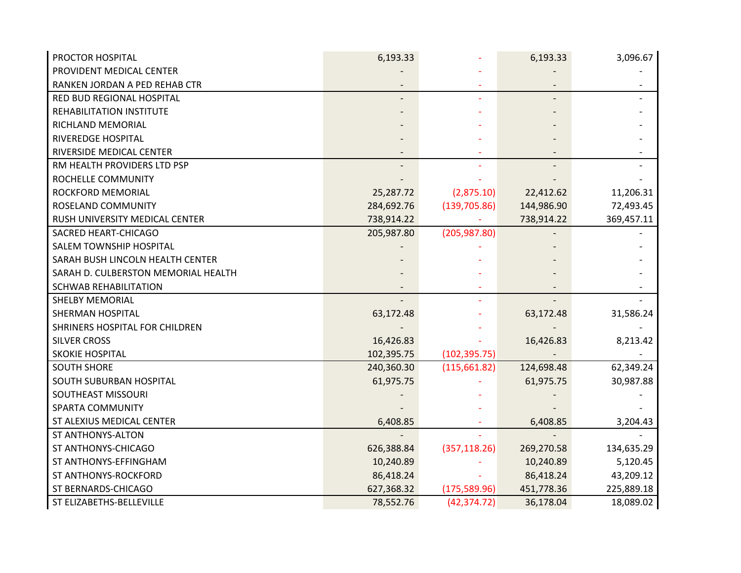| | | | | |
|---|---|---|---|---|
| PROCTOR HOSPITAL | 6,193.33 | - | 6,193.33 | 3,096.67 |
| PROVIDENT MEDICAL CENTER | - | - | - | - |
| RANKEN JORDAN A PED REHAB CTR | - | - | - | - |
| RED BUD REGIONAL HOSPITAL | - | - | - | - |
| REHABILITATION INSTITUTE | - | - | - | - |
| RICHLAND MEMORIAL | - | - | - | - |
| RIVEREDGE HOSPITAL | - | - | - | - |
| RIVERSIDE MEDICAL CENTER | - | - | - | - |
| RM HEALTH PROVIDERS LTD PSP | - | - | - | - |
| ROCHELLE COMMUNITY | - | - | - | - |
| ROCKFORD MEMORIAL | 25,287.72 | (2,875.10) | 22,412.62 | 11,206.31 |
| ROSELAND COMMUNITY | 284,692.76 | (139,705.86) | 144,986.90 | 72,493.45 |
| RUSH UNIVERSITY MEDICAL CENTER | 738,914.22 | - | 738,914.22 | 369,457.11 |
| SACRED HEART-CHICAGO | 205,987.80 | (205,987.80) | - | - |
| SALEM TOWNSHIP HOSPITAL | - | - | - | - |
| SARAH BUSH LINCOLN HEALTH CENTER | - | - | - | - |
| SARAH D. CULBERSTON MEMORIAL HEALTH | - | - | - | - |
| SCHWAB REHABILITATION | - | - | - | - |
| SHELBY MEMORIAL | - | - | - | - |
| SHERMAN HOSPITAL | 63,172.48 | - | 63,172.48 | 31,586.24 |
| SHRINERS HOSPITAL FOR CHILDREN | - | - | - | - |
| SILVER CROSS | 16,426.83 | - | 16,426.83 | 8,213.42 |
| SKOKIE HOSPITAL | 102,395.75 | (102,395.75) | - | - |
| SOUTH SHORE | 240,360.30 | (115,661.82) | 124,698.48 | 62,349.24 |
| SOUTH SUBURBAN HOSPITAL | 61,975.75 | - | 61,975.75 | 30,987.88 |
| SOUTHEAST MISSOURI | - | - | - | - |
| SPARTA COMMUNITY | - | - | - | - |
| ST ALEXIUS MEDICAL CENTER | 6,408.85 | - | 6,408.85 | 3,204.43 |
| ST ANTHONYS-ALTON | - | - | - | - |
| ST ANTHONYS-CHICAGO | 626,388.84 | (357,118.26) | 269,270.58 | 134,635.29 |
| ST ANTHONYS-EFFINGHAM | 10,240.89 | - | 10,240.89 | 5,120.45 |
| ST ANTHONYS-ROCKFORD | 86,418.24 | - | 86,418.24 | 43,209.12 |
| ST BERNARDS-CHICAGO | 627,368.32 | (175,589.96) | 451,778.36 | 225,889.18 |
| ST ELIZABETHS-BELLEVILLE | 78,552.76 | (42,374.72) | 36,178.04 | 18,089.02 |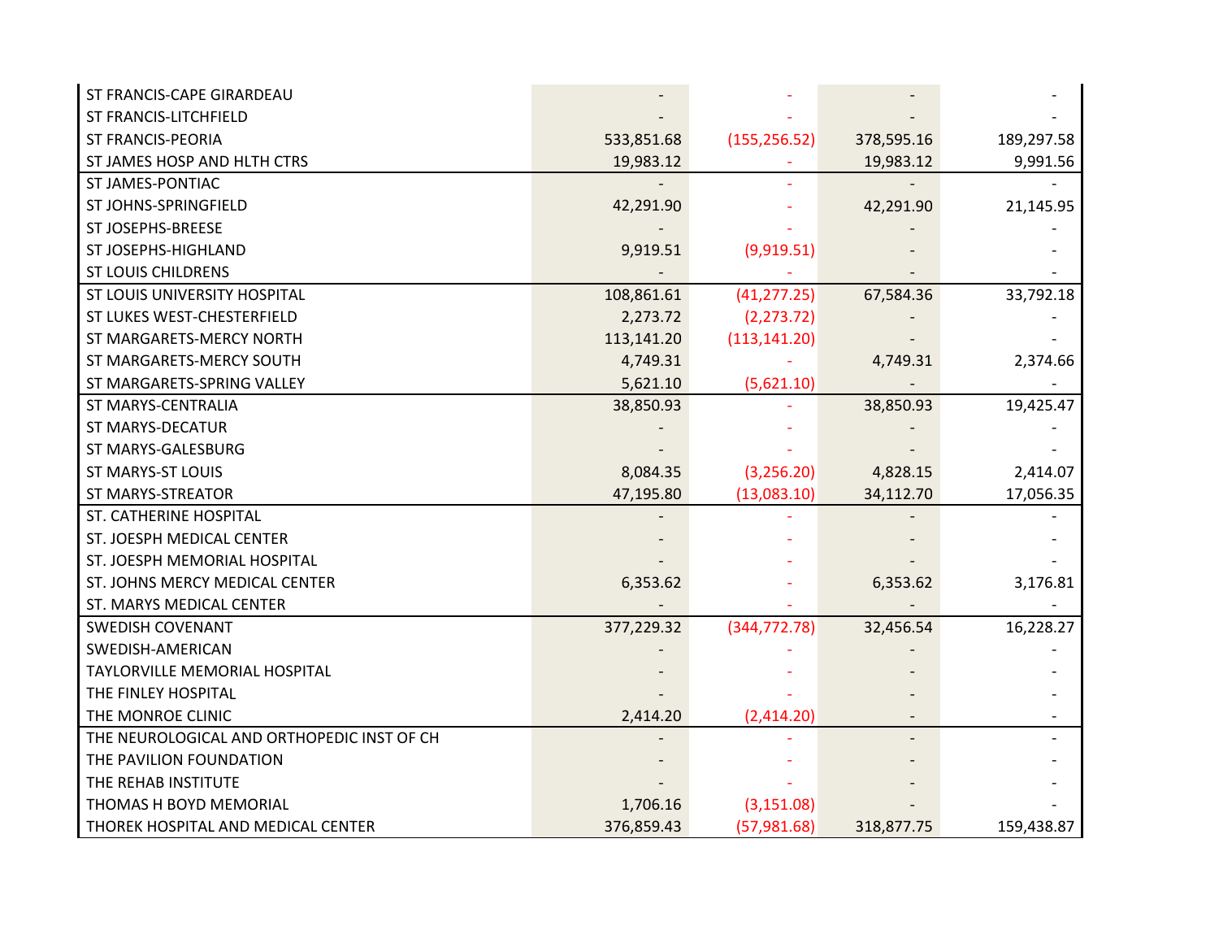| | | | | |
|---|---|---|---|---|
| ST FRANCIS-CAPE GIRARDEAU | - | - | - | - |
| ST FRANCIS-LITCHFIELD | - | - | - | - |
| ST FRANCIS-PEORIA | 533,851.68 | (155,256.52) | 378,595.16 | 189,297.58 |
| ST JAMES HOSP AND HLTH CTRS | 19,983.12 | - | 19,983.12 | 9,991.56 |
| ST JAMES-PONTIAC | - | - | - | - |
| ST JOHNS-SPRINGFIELD | 42,291.90 | - | 42,291.90 | 21,145.95 |
| ST JOSEPHS-BREESE | - | - | - | - |
| ST JOSEPHS-HIGHLAND | 9,919.51 | (9,919.51) | - | - |
| ST LOUIS CHILDRENS | - | - | - | - |
| ST LOUIS UNIVERSITY HOSPITAL | 108,861.61 | (41,277.25) | 67,584.36 | 33,792.18 |
| ST LUKES WEST-CHESTERFIELD | 2,273.72 | (2,273.72) | - | - |
| ST MARGARETS-MERCY NORTH | 113,141.20 | (113,141.20) | - | - |
| ST MARGARETS-MERCY SOUTH | 4,749.31 | - | 4,749.31 | 2,374.66 |
| ST MARGARETS-SPRING VALLEY | 5,621.10 | (5,621.10) | - | - |
| ST MARYS-CENTRALIA | 38,850.93 | - | 38,850.93 | 19,425.47 |
| ST MARYS-DECATUR | - | - | - | - |
| ST MARYS-GALESBURG | - | - | - | - |
| ST MARYS-ST LOUIS | 8,084.35 | (3,256.20) | 4,828.15 | 2,414.07 |
| ST MARYS-STREATOR | 47,195.80 | (13,083.10) | 34,112.70 | 17,056.35 |
| ST. CATHERINE HOSPITAL | - | - | - | - |
| ST. JOESPH MEDICAL CENTER | - | - | - | - |
| ST. JOESPH MEMORIAL HOSPITAL | - | - | - | - |
| ST. JOHNS MERCY MEDICAL CENTER | 6,353.62 | - | 6,353.62 | 3,176.81 |
| ST. MARYS MEDICAL CENTER | - | - | - | - |
| SWEDISH COVENANT | 377,229.32 | (344,772.78) | 32,456.54 | 16,228.27 |
| SWEDISH-AMERICAN | - | - | - | - |
| TAYLORVILLE MEMORIAL HOSPITAL | - | - | - | - |
| THE FINLEY HOSPITAL | - | - | - | - |
| THE MONROE CLINIC | 2,414.20 | (2,414.20) | - | - |
| THE NEUROLOGICAL AND ORTHOPEDIC INST OF CH | - | - | - | - |
| THE PAVILION FOUNDATION | - | - | - | - |
| THE REHAB INSTITUTE | - | - | - | - |
| THOMAS H BOYD MEMORIAL | 1,706.16 | (3,151.08) | - | - |
| THOREK HOSPITAL AND MEDICAL CENTER | 376,859.43 | (57,981.68) | 318,877.75 | 159,438.87 |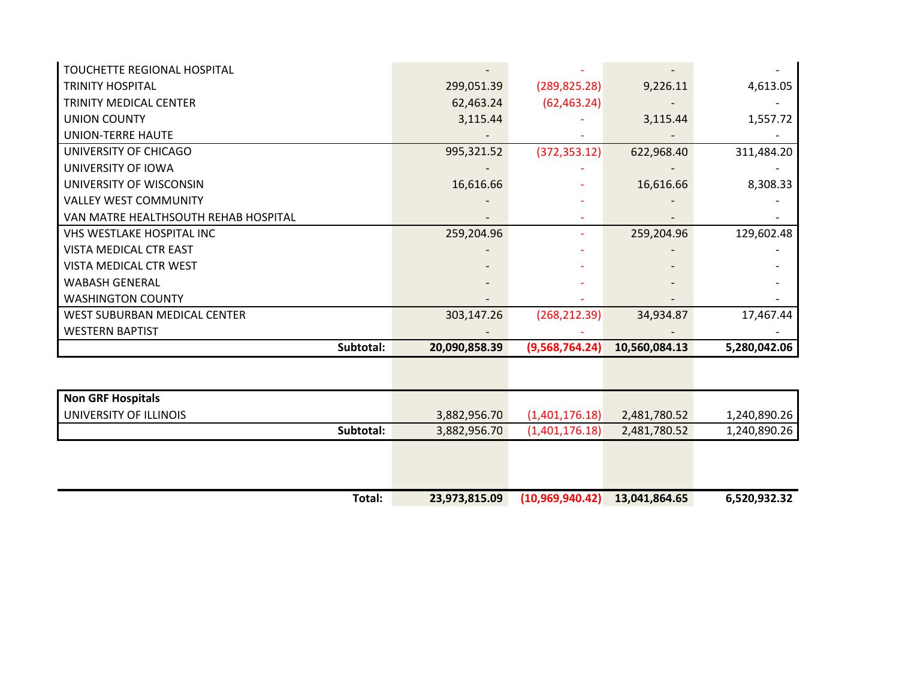| | | | | |
|---|---|---|---|---|
| TOUCHETTE REGIONAL HOSPITAL | - | - | - | - |
| TRINITY HOSPITAL | 299,051.39 | (289,825.28) | 9,226.11 | 4,613.05 |
| TRINITY MEDICAL CENTER | 62,463.24 | (62,463.24) | - | - |
| UNION COUNTY | 3,115.44 | - | 3,115.44 | 1,557.72 |
| UNION-TERRE HAUTE | - | - | - | - |
| UNIVERSITY OF CHICAGO | 995,321.52 | (372,353.12) | 622,968.40 | 311,484.20 |
| UNIVERSITY OF IOWA | - | - | - | - |
| UNIVERSITY OF WISCONSIN | 16,616.66 | - | 16,616.66 | 8,308.33 |
| VALLEY WEST COMMUNITY | - | - | - | - |
| VAN MATRE HEALTHSOUTH REHAB HOSPITAL | - | - | - | - |
| VHS WESTLAKE HOSPITAL INC | 259,204.96 | - | 259,204.96 | 129,602.48 |
| VISTA MEDICAL CTR EAST | - | - | - | - |
| VISTA MEDICAL CTR WEST | - | - | - | - |
| WABASH GENERAL | - | - | - | - |
| WASHINGTON COUNTY | - | - | - | - |
| WEST SUBURBAN MEDICAL CENTER | 303,147.26 | (268,212.39) | 34,934.87 | 17,467.44 |
| WESTERN BAPTIST | - | - | - | - |
| **Subtotal:** | **20,090,858.39** | **(9,568,764.24)** | **10,560,084.13** | **5,280,042.06** |

| | | | | |
|---|---|---|---|---|
| **Non GRF Hospitals** | | | | |
| UNIVERSITY OF ILLINOIS | 3,882,956.70 | (1,401,176.18) | 2,481,780.52 | 1,240,890.26 |
| **Subtotal:** | 3,882,956.70 | (1,401,176.18) | 2,481,780.52 | 1,240,890.26 |

| | | | | |
|---|---|---|---|---|
| **Total:** | **23,973,815.09** | **(10,969,940.42)** | **13,041,864.65** | **6,520,932.32** |